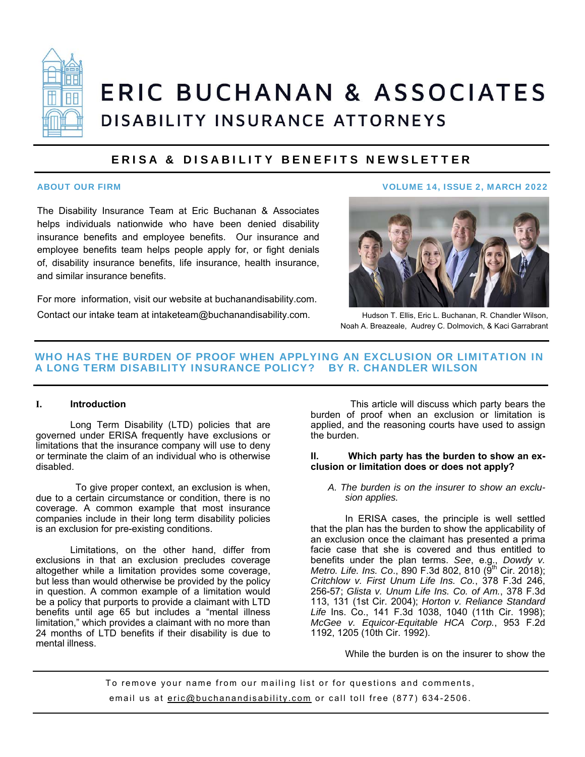# ERIC BUCHANAN & ASSOCIATES

## DISABILITY INSURANCE ATTORNEYS

**ERISA & DISABILITY BENEFITS NEWSLETTER**

**ABOUT OUR FIRM**

**VOLUME 14, ISSUE 2, MARCH 2022**

The Disability Insurance Team at Eric Buchanan & Associates helps individuals nationwide who have been denied disability insurance benefits and employee benefits. Our insurance and employee benefits team helps people apply for, or fight denials of, disability insurance benefits, life insurance, health insurance, and similar insurance benefits.

For more information, visit our website at buchanandisability.com. Contact our intake team at intaketeam@buchanandisability.com.

Hudson T. Ellis, Eric L. Buchanan, R. Chandler Wilson, Noah A. Breazeale, Audrey C. Dolmovich, & Kaci Garrabrant

## WHO HAS THE BURDEN OF PROOF WHEN APPLYING AN EXCLUSION OR LIMITATION IN A LONG TERM DISABILITY INSURANCE POLICY? BY R. CHANDLER WILSON

### I. Introduction

Long Term Disability (LTD) policies that are governed under ERISA frequently have exclusions or limitations that the insurance company will use to deny or terminate the claim of an individual who is otherwise disabled.

To give proper context, an exclusion is when, due to a certain circumstance or condition, there is no coverage. A common example that most insurance companies include in their long term disability policies is an exclusion for pre-existing conditions.

Limitations, on the other hand, differ from exclusions in that an exclusion precludes coverage altogether while a limitation provides some coverage, but less than would otherwise be provided by the policy in question. A common example of a limitation would be a policy that purports to provide a claimant with LTD benefits until age 65 but includes a "mental illness limitation," which provides a claimant with no more than 24 months of LTD benefits if their disability is due to mental illness.

This article will discuss which party bears the burden of proof when an exclusion or limitation is applied, and the reasoning courts have used to assign the burden.

### II. Which party has the burden to show an exclusion or limitation does or does not apply?

*A. The burden is on the insurer to show an exclusion applies.*

In ERISA cases, the principle is well settled that the plan has the burden to show the applicability of an exclusion once the claimant has presented a prima facie case that she is covered and thus entitled to benefits under the plan terms. *See*, e.g., *Dowdy v. Metro. Life. Ins. Co*., 890 F.3d 802, 810 (9th Cir. 2018); *Critchlow v. First Unum Life Ins. Co.*, 378 F.3d 246, 256-57; *Glista v. Unum Life Ins. Co. of Am.*, 378 F.3d 113, 131 (1st Cir. 2004); *Horton v. Reliance Standard Life* Ins. Co., 141 F.3d 1038, 1040 (11th Cir. 1998); *McGee v. Equicor-Equitable HCA Corp.*, 953 F.2d 1192, 1205 (10th Cir. 1992).

While the burden is on the insurer to show the

To remove your name from our mailing list or for questions and comments, email us at eric@buchanandisability.com or call toll free (877) 634-2506.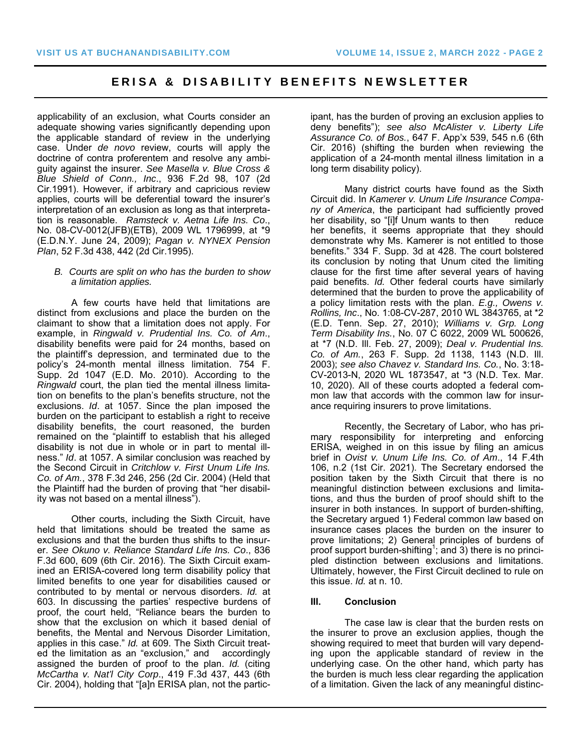applicability of an exclusion, what Courts consider an adequate showing varies significantly depending upon the applicable standard of review in the underlying case. Under *de novo* review, courts will apply the doctrine of contra proferentem and resolve any ambiguity against the insurer. *See Masella v. Blue Cross & Blue Shield of Conn., Inc*., 936 F.2d 98, 107 (2d Cir.1991). However, if arbitrary and capricious review applies, courts will be deferential toward the insurer's interpretation of an exclusion as long as that interpretation is reasonable. *Ramsteck v. Aetna Life Ins. Co*., No. 08-CV-0012(JFB)(ETB), 2009 WL 1796999, at *9 (E.D.N.Y. June 24, 2009); *Pagan v. NYNEX Pension Plan*, 52 F.3d 438, 442 (2d Cir.1995).

*B. Courts are split on who has the burden to show a limitation applies.*

A few courts have held that limitations are distinct from exclusions and place the burden on the claimant to show that a limitation does not apply. For example, in *Ringwald v. Prudential Ins. Co. of Am*., disability benefits were paid for 24 months, based on the plaintiff's depression, and terminated due to the policy's 24-month mental illness limitation. 754 F. Supp. 2d 1047 (E.D. Mo. 2010). According to the *Ringwald* court, the plan tied the mental illness limitation on benefits to the plan's benefits structure, not the exclusions. *Id*. at 1057. Since the plan imposed the burden on the participant to establish a right to receive disability benefits, the court reasoned, the burden remained on the "plaintiff to establish that his alleged disability is not due in whole or in part to mental illness." *Id*. at 1057. A similar conclusion was reached by the Second Circuit in *Critchlow v. First Unum Life Ins. Co. of Am.*, 378 F.3d 246, 256 (2d Cir. 2004) (Held that the Plaintiff had the burden of proving that "her disability was not based on a mental illness").

Other courts, including the Sixth Circuit, have held that limitations should be treated the same as exclusions and that the burden thus shifts to the insurer. *See Okuno v. Reliance Standard Life Ins. Co*., 836 F.3d 600, 609 (6th Cir. 2016). The Sixth Circuit examined an ERISA-covered long term disability policy that limited benefits to one year for disabilities caused or contributed to by mental or nervous disorders. *Id.* at 603. In discussing the parties' respective burdens of proof, the court held, "Reliance bears the burden to show that the exclusion on which it based denial of benefits, the Mental and Nervous Disorder Limitation, applies in this case." *Id.* at 609. The Sixth Circuit treated the limitation as an "exclusion," and accordingly assigned the burden of proof to the plan. *Id.* (citing *McCartha v. Nat'l City Corp*., 419 F.3d 437, 443 (6th Cir. 2004), holding that "[a]n ERISA plan, not the participant, has the burden of proving an exclusion applies to deny benefits"); *see also McAlister v. Liberty Life Assurance Co. of Bos.*, 647 F. App'x 539, 545 n.6 (6th Cir. 2016) (shifting the burden when reviewing the application of a 24-month mental illness limitation in a long term disability policy).

Many district courts have found as the Sixth Circuit did. In *Kamerer v. Unum Life Insurance Company of America*, the participant had sufficiently proved her disability, so "[i]f Unum wants to then reduce her benefits, it seems appropriate that they should demonstrate why Ms. Kamerer is not entitled to those benefits." 334 F. Supp. 3d at 428. The court bolstered its conclusion by noting that Unum cited the limiting clause for the first time after several years of having paid benefits. *Id.* Other federal courts have similarly determined that the burden to prove the applicability of a policy limitation rests with the plan. *E.g., Owens v. Rollins, Inc*., No. 1:08-CV-287, 2010 WL 3843765, at *2 (E.D. Tenn. Sep. 27, 2010); *Williams v. Grp. Long Term Disability Ins.*, No. 07 C 6022, 2009 WL 500626, at *7 (N.D. Ill. Feb. 27, 2009); *Deal v. Prudential Ins. Co. of Am.*, 263 F. Supp. 2d 1138, 1143 (N.D. Ill. 2003); *see also Chavez v. Standard Ins. Co.*, No. 3:18-CV-2013-N, 2020 WL 1873547, at *3 (N.D. Tex. Mar. 10, 2020). All of these courts adopted a federal common law that accords with the common law for insurance requiring insurers to prove limitations.

Recently, the Secretary of Labor, who has primary responsibility for interpreting and enforcing ERISA, weighed in on this issue by filing an amicus brief in *Ovist v. Unum Life Ins. Co. of Am*., 14 F.4th 106, n.2 (1st Cir. 2021). The Secretary endorsed the position taken by the Sixth Circuit that there is no meaningful distinction between exclusions and limitations, and thus the burden of proof should shift to the insurer in both instances. In support of burden-shifting, the Secretary argued 1) Federal common law based on insurance cases places the burden on the insurer to prove limitations; 2) General principles of burdens of proof support burden-shifting[1]; and 3) there is no principled distinction between exclusions and limitations. Ultimately, however, the First Circuit declined to rule on this issue. *Id.* at n. 10.

## III. Conclusion

The case law is clear that the burden rests on the insurer to prove an exclusion applies, though the showing required to meet that burden will vary depending upon the applicable standard of review in the underlying case. On the other hand, which party has the burden is much less clear regarding the application of a limitation. Given the lack of any meaningful distinc-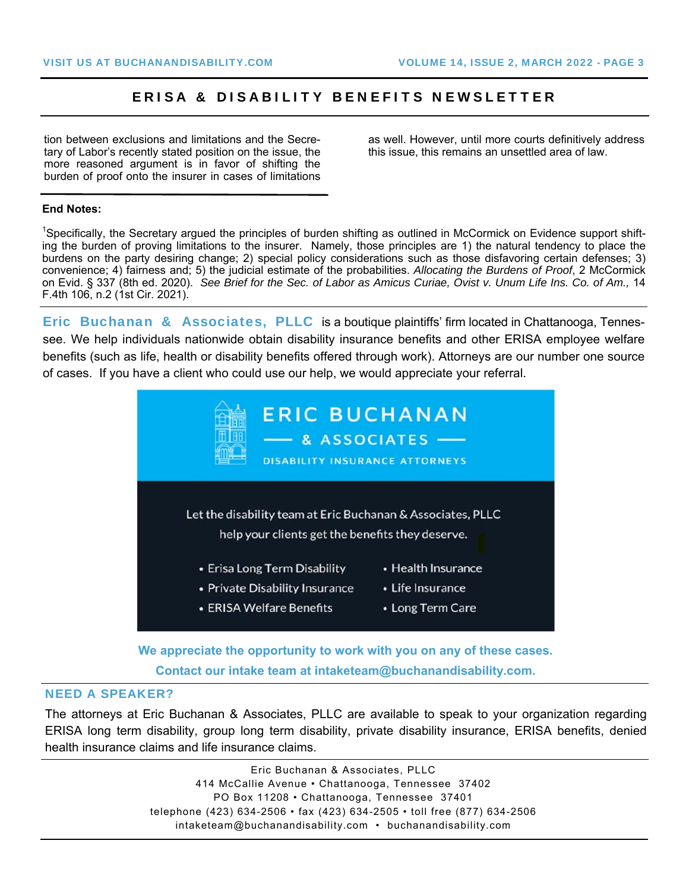# ERISA & DISABILITY BENEFITS NEWSLETTER

tion between exclusions and limitations and the Secretary of Labor's recently stated position on the issue, the more reasoned argument is in favor of shifting the burden of proof onto the insurer in cases of limitations as well. However, until more courts definitively address this issue, this remains an unsettled area of law.

**End Notes:**

[1]Specifically, the Secretary argued the principles of burden shifting as outlined in McCormick on Evidence support shifting the burden of proving limitations to the insurer. Namely, those principles are 1) the natural tendency to place the burdens on the party desiring change; 2) special policy considerations such as those disfavoring certain defenses; 3) convenience; 4) fairness and; 5) the judicial estimate of the probabilities. *Allocating the Burdens of Proof*, 2 McCormick on Evid. § 337 (8th ed. 2020). *See Brief for the Sec. of Labor as Amicus Curiae, Ovist v. Unum Life Ins. Co. of Am.,* 14 F.4th 106, n.2 (1st Cir. 2021).

**Eric Buchanan & Associates, PLLC** is a boutique plaintiffs' firm located in Chattanooga, Tennessee. We help individuals nationwide obtain disability insurance benefits and other ERISA employee welfare benefits (such as life, health or disability benefits offered through work). Attorneys are our number one source of cases. If you have a client who could use our help, we would appreciate your referral.

ERIC BUCHANAN
& ASSOCIATES
DISABILITY INSURANCE ATTORNEYS

Let the disability team at Eric Buchanan & Associates, PLLC help your clients get the benefits they deserve.

- Erisa Long Term Disability
- Private Disability Insurance
- ERISA Welfare Benefits
- Health Insurance
- Life Insurance
- Long Term Care

**We appreciate the opportunity to work with you on any of these cases.**

**Contact our intake team at intaketeam@buchanandisability.com.**

## NEED A SPEAKER?

The attorneys at Eric Buchanan & Associates, PLLC are available to speak to your organization regarding ERISA long term disability, group long term disability, private disability insurance, ERISA benefits, denied health insurance claims and life insurance claims.

Eric Buchanan & Associates, PLLC
414 McCallie Avenue • Chattanooga, Tennessee 37402
PO Box 11208 • Chattanooga, Tennessee 37401
telephone (423) 634-2506 • fax (423) 634-2505 • toll free (877) 634-2506
intaketeam@buchanandisability.com • buchanandisability.com